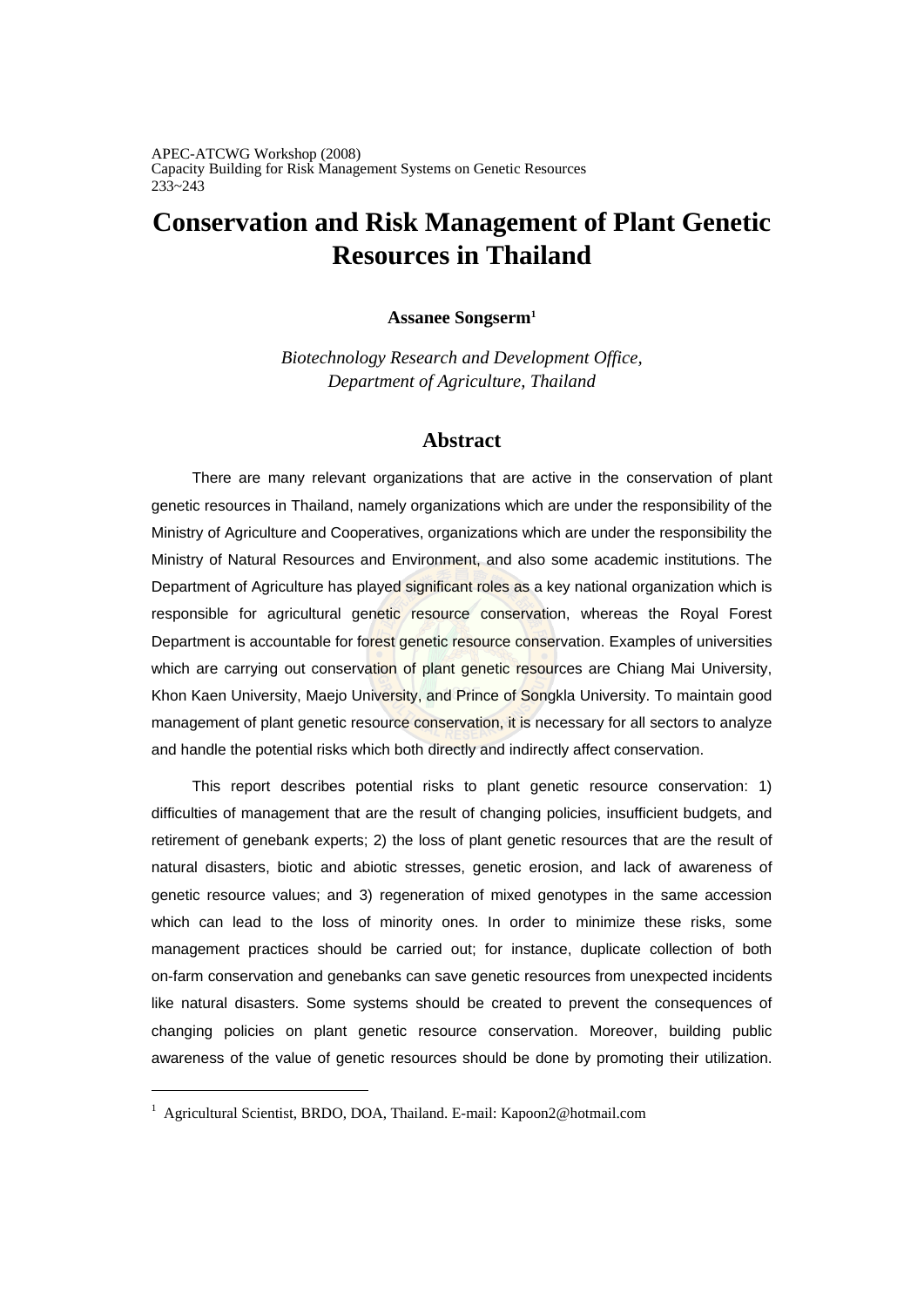APEC-ATCWG Workshop (2008)
Capacity Building for Risk Management Systems on Genetic Resources
233~243

# Conservation and Risk Management of Plant Genetic Resources in Thailand

**Assanee Songserm**[1]

*Biotechnology Research and Development Office, Department of Agriculture, Thailand*

## Abstract

There are many relevant organizations that are active in the conservation of plant genetic resources in Thailand, namely organizations which are under the responsibility of the Ministry of Agriculture and Cooperatives, organizations which are under the responsibility the Ministry of Natural Resources and Environment, and also some academic institutions. The Department of Agriculture has played significant roles as a key national organization which is responsible for agricultural genetic resource conservation, whereas the Royal Forest Department is accountable for forest genetic resource conservation. Examples of universities which are carrying out conservation of plant genetic resources are Chiang Mai University, Khon Kaen University, Maejo University, and Prince of Songkla University. To maintain good management of plant genetic resource conservation, it is necessary for all sectors to analyze and handle the potential risks which both directly and indirectly affect conservation.

This report describes potential risks to plant genetic resource conservation: 1) difficulties of management that are the result of changing policies, insufficient budgets, and retirement of genebank experts; 2) the loss of plant genetic resources that are the result of natural disasters, biotic and abiotic stresses, genetic erosion, and lack of awareness of genetic resource values; and 3) regeneration of mixed genotypes in the same accession which can lead to the loss of minority ones. In order to minimize these risks, some management practices should be carried out; for instance, duplicate collection of both on-farm conservation and genebanks can save genetic resources from unexpected incidents like natural disasters. Some systems should be created to prevent the consequences of changing policies on plant genetic resource conservation. Moreover, building public awareness of the value of genetic resources should be done by promoting their utilization.

---

[1] Agricultural Scientist, BRDO, DOA, Thailand. E-mail: Kapoon2@hotmail.com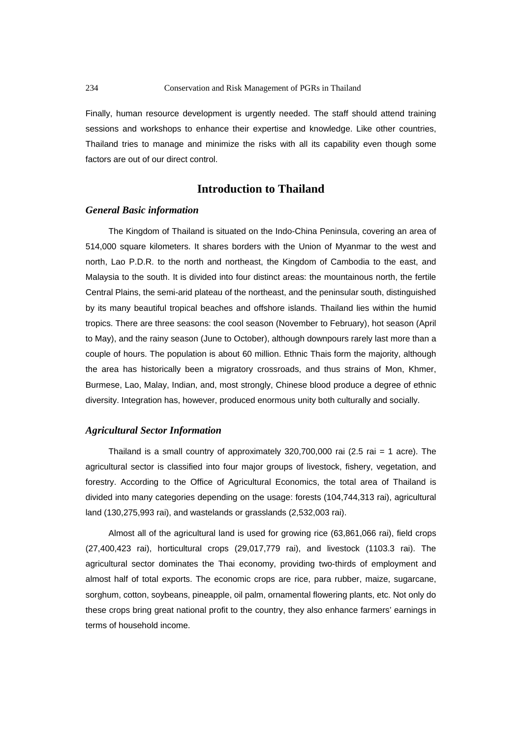Finally, human resource development is urgently needed. The staff should attend training sessions and workshops to enhance their expertise and knowledge. Like other countries, Thailand tries to manage and minimize the risks with all its capability even though some factors are out of our direct control.

## Introduction to Thailand

### *General Basic information*

The Kingdom of Thailand is situated on the Indo-China Peninsula, covering an area of 514,000 square kilometers. It shares borders with the Union of Myanmar to the west and north, Lao P.D.R. to the north and northeast, the Kingdom of Cambodia to the east, and Malaysia to the south. It is divided into four distinct areas: the mountainous north, the fertile Central Plains, the semi-arid plateau of the northeast, and the peninsular south, distinguished by its many beautiful tropical beaches and offshore islands. Thailand lies within the humid tropics. There are three seasons: the cool season (November to February), hot season (April to May), and the rainy season (June to October), although downpours rarely last more than a couple of hours. The population is about 60 million. Ethnic Thais form the majority, although the area has historically been a migratory crossroads, and thus strains of Mon, Khmer, Burmese, Lao, Malay, Indian, and, most strongly, Chinese blood produce a degree of ethnic diversity. Integration has, however, produced enormous unity both culturally and socially.

### *Agricultural Sector Information*

Thailand is a small country of approximately 320,700,000 rai (2.5 rai = 1 acre). The agricultural sector is classified into four major groups of livestock, fishery, vegetation, and forestry. According to the Office of Agricultural Economics, the total area of Thailand is divided into many categories depending on the usage: forests (104,744,313 rai), agricultural land (130,275,993 rai), and wastelands or grasslands (2,532,003 rai).

Almost all of the agricultural land is used for growing rice (63,861,066 rai), field crops (27,400,423 rai), horticultural crops (29,017,779 rai), and livestock (1103.3 rai). The agricultural sector dominates the Thai economy, providing two-thirds of employment and almost half of total exports. The economic crops are rice, para rubber, maize, sugarcane, sorghum, cotton, soybeans, pineapple, oil palm, ornamental flowering plants, etc. Not only do these crops bring great national profit to the country, they also enhance farmers' earnings in terms of household income.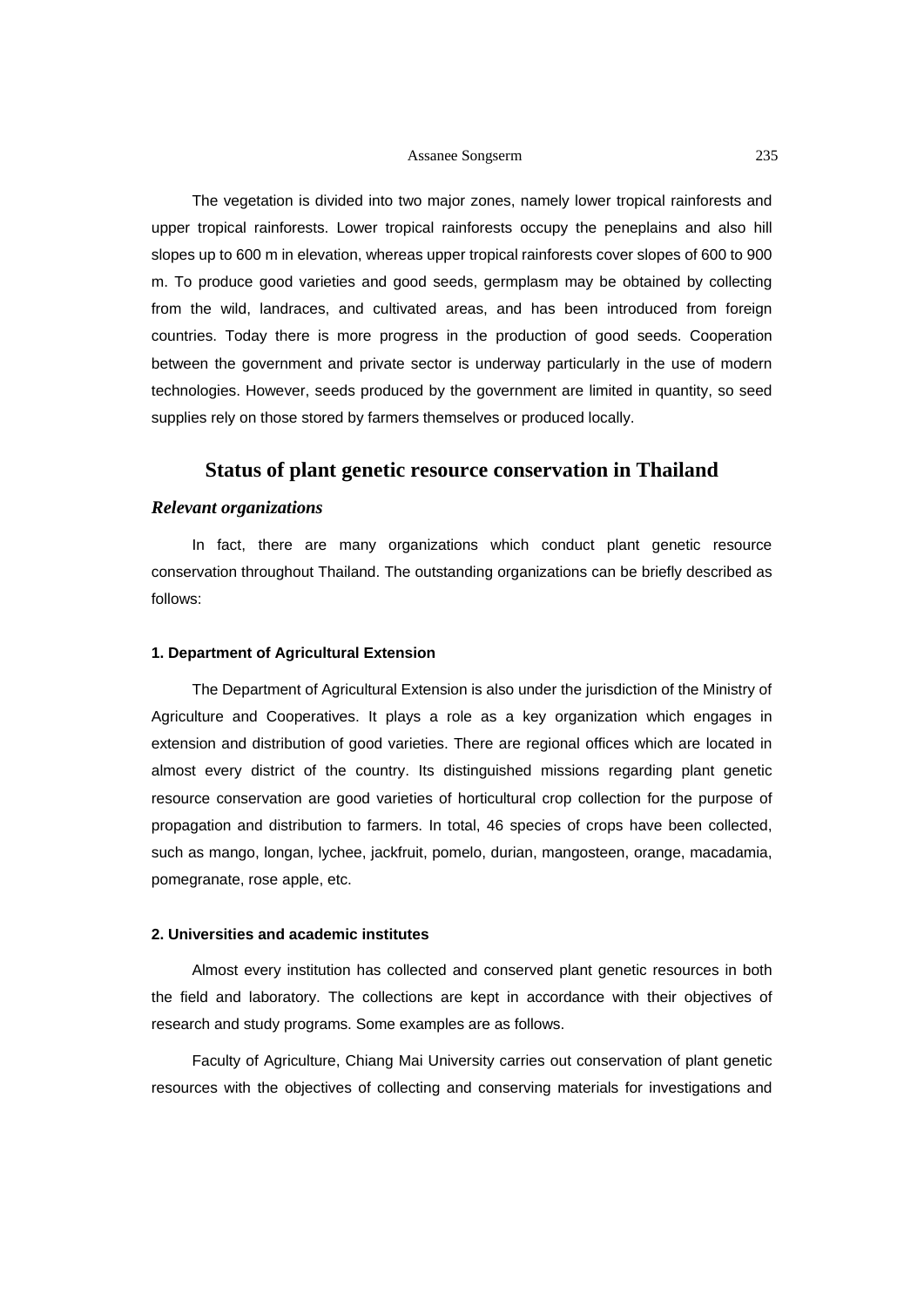The vegetation is divided into two major zones, namely lower tropical rainforests and upper tropical rainforests. Lower tropical rainforests occupy the peneplains and also hill slopes up to 600 m in elevation, whereas upper tropical rainforests cover slopes of 600 to 900 m. To produce good varieties and good seeds, germplasm may be obtained by collecting from the wild, landraces, and cultivated areas, and has been introduced from foreign countries. Today there is more progress in the production of good seeds. Cooperation between the government and private sector is underway particularly in the use of modern technologies. However, seeds produced by the government are limited in quantity, so seed supplies rely on those stored by farmers themselves or produced locally.

## Status of plant genetic resource conservation in Thailand

### *Relevant organizations*

In fact, there are many organizations which conduct plant genetic resource conservation throughout Thailand. The outstanding organizations can be briefly described as follows:

#### 1. Department of Agricultural Extension

The Department of Agricultural Extension is also under the jurisdiction of the Ministry of Agriculture and Cooperatives. It plays a role as a key organization which engages in extension and distribution of good varieties. There are regional offices which are located in almost every district of the country. Its distinguished missions regarding plant genetic resource conservation are good varieties of horticultural crop collection for the purpose of propagation and distribution to farmers. In total, 46 species of crops have been collected, such as mango, longan, lychee, jackfruit, pomelo, durian, mangosteen, orange, macadamia, pomegranate, rose apple, etc.

#### 2. Universities and academic institutes

Almost every institution has collected and conserved plant genetic resources in both the field and laboratory. The collections are kept in accordance with their objectives of research and study programs. Some examples are as follows.

Faculty of Agriculture, Chiang Mai University carries out conservation of plant genetic resources with the objectives of collecting and conserving materials for investigations and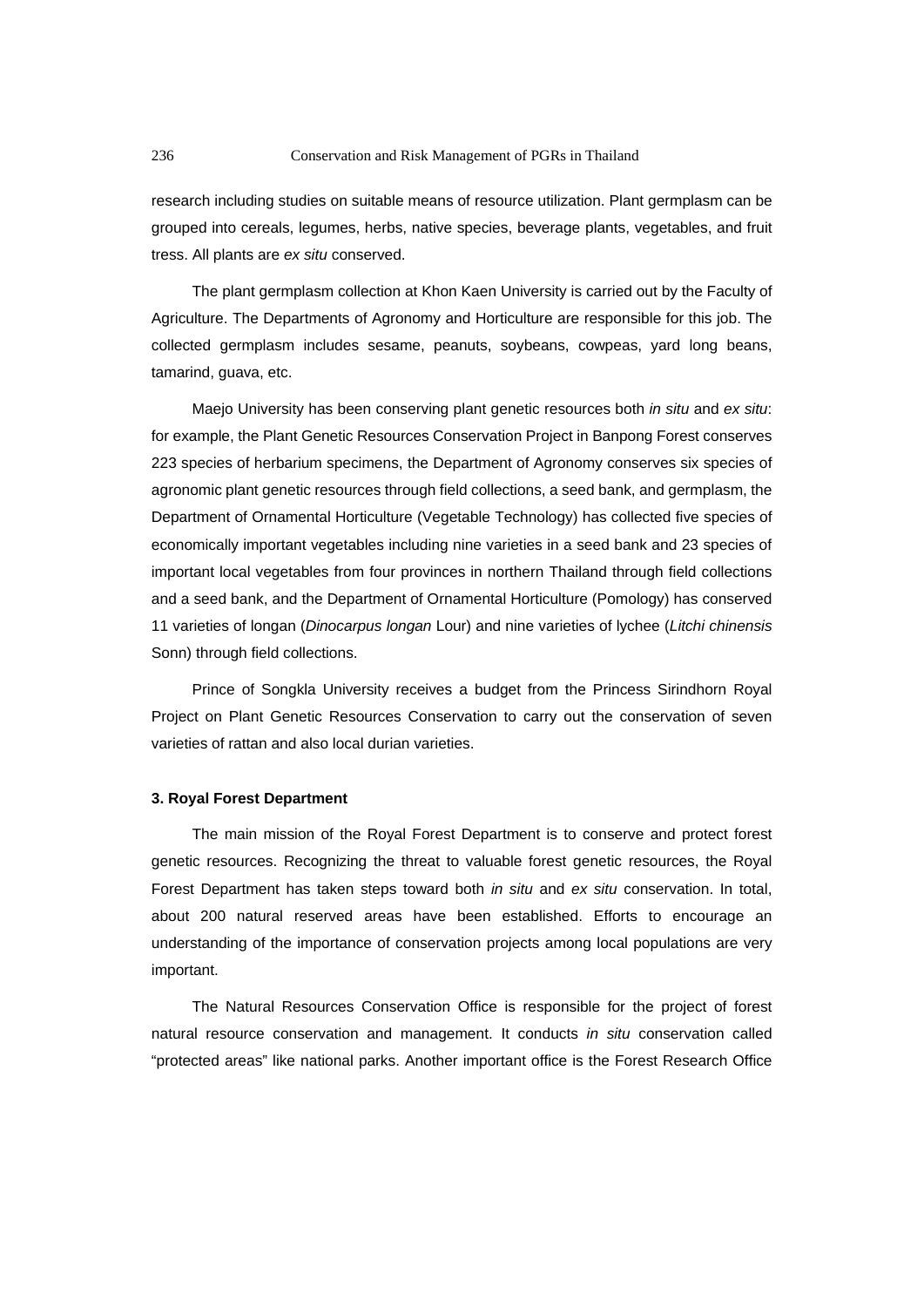research including studies on suitable means of resource utilization. Plant germplasm can be grouped into cereals, legumes, herbs, native species, beverage plants, vegetables, and fruit tress. All plants are *ex situ* conserved.

The plant germplasm collection at Khon Kaen University is carried out by the Faculty of Agriculture. The Departments of Agronomy and Horticulture are responsible for this job. The collected germplasm includes sesame, peanuts, soybeans, cowpeas, yard long beans, tamarind, guava, etc.

Maejo University has been conserving plant genetic resources both *in situ* and *ex situ*: for example, the Plant Genetic Resources Conservation Project in Banpong Forest conserves 223 species of herbarium specimens, the Department of Agronomy conserves six species of agronomic plant genetic resources through field collections, a seed bank, and germplasm, the Department of Ornamental Horticulture (Vegetable Technology) has collected five species of economically important vegetables including nine varieties in a seed bank and 23 species of important local vegetables from four provinces in northern Thailand through field collections and a seed bank, and the Department of Ornamental Horticulture (Pomology) has conserved 11 varieties of longan (*Dinocarpus longan* Lour) and nine varieties of lychee (*Litchi chinensis* Sonn) through field collections.

Prince of Songkla University receives a budget from the Princess Sirindhorn Royal Project on Plant Genetic Resources Conservation to carry out the conservation of seven varieties of rattan and also local durian varieties.

**3. Royal Forest Department**

The main mission of the Royal Forest Department is to conserve and protect forest genetic resources. Recognizing the threat to valuable forest genetic resources, the Royal Forest Department has taken steps toward both *in situ* and *ex situ* conservation. In total, about 200 natural reserved areas have been established. Efforts to encourage an understanding of the importance of conservation projects among local populations are very important.

The Natural Resources Conservation Office is responsible for the project of forest natural resource conservation and management. It conducts *in situ* conservation called "protected areas" like national parks. Another important office is the Forest Research Office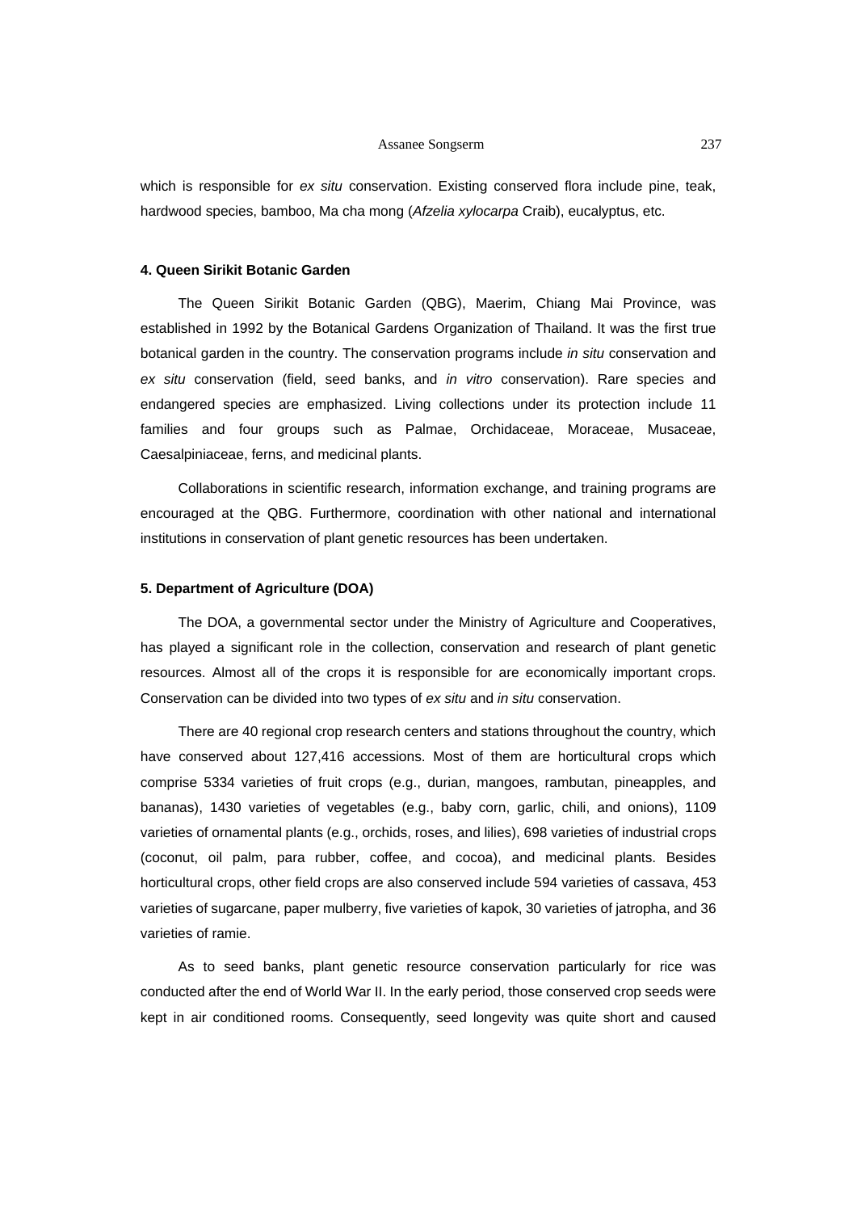which is responsible for *ex situ* conservation. Existing conserved flora include pine, teak, hardwood species, bamboo, Ma cha mong (*Afzelia xylocarpa* Craib), eucalyptus, etc.

#### 4. Queen Sirikit Botanic Garden

The Queen Sirikit Botanic Garden (QBG), Maerim, Chiang Mai Province, was established in 1992 by the Botanical Gardens Organization of Thailand. It was the first true botanical garden in the country. The conservation programs include *in situ* conservation and *ex situ* conservation (field, seed banks, and *in vitro* conservation). Rare species and endangered species are emphasized. Living collections under its protection include 11 families and four groups such as Palmae, Orchidaceae, Moraceae, Musaceae, Caesalpiniaceae, ferns, and medicinal plants.

Collaborations in scientific research, information exchange, and training programs are encouraged at the QBG. Furthermore, coordination with other national and international institutions in conservation of plant genetic resources has been undertaken.

#### 5. Department of Agriculture (DOA)

The DOA, a governmental sector under the Ministry of Agriculture and Cooperatives, has played a significant role in the collection, conservation and research of plant genetic resources. Almost all of the crops it is responsible for are economically important crops. Conservation can be divided into two types of *ex situ* and *in situ* conservation.

There are 40 regional crop research centers and stations throughout the country, which have conserved about 127,416 accessions. Most of them are horticultural crops which comprise 5334 varieties of fruit crops (e.g., durian, mangoes, rambutan, pineapples, and bananas), 1430 varieties of vegetables (e.g., baby corn, garlic, chili, and onions), 1109 varieties of ornamental plants (e.g., orchids, roses, and lilies), 698 varieties of industrial crops (coconut, oil palm, para rubber, coffee, and cocoa), and medicinal plants. Besides horticultural crops, other field crops are also conserved include 594 varieties of cassava, 453 varieties of sugarcane, paper mulberry, five varieties of kapok, 30 varieties of jatropha, and 36 varieties of ramie.

As to seed banks, plant genetic resource conservation particularly for rice was conducted after the end of World War II. In the early period, those conserved crop seeds were kept in air conditioned rooms. Consequently, seed longevity was quite short and caused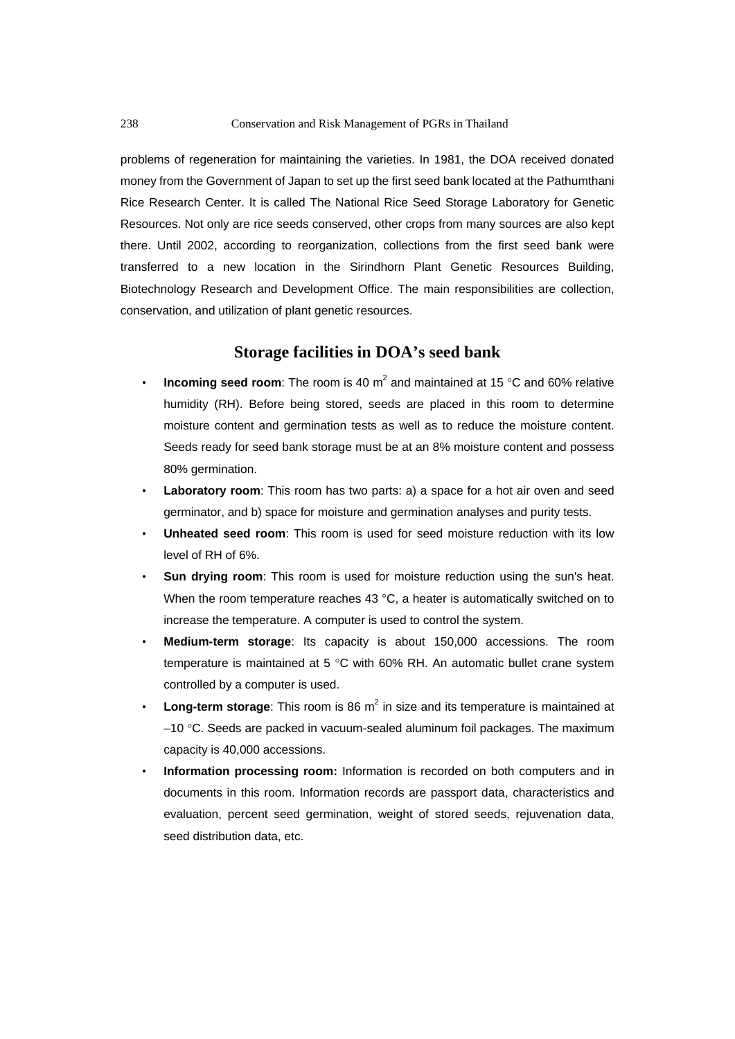problems of regeneration for maintaining the varieties. In 1981, the DOA received donated money from the Government of Japan to set up the first seed bank located at the Pathumthani Rice Research Center. It is called The National Rice Seed Storage Laboratory for Genetic Resources. Not only are rice seeds conserved, other crops from many sources are also kept there. Until 2002, according to reorganization, collections from the first seed bank were transferred to a new location in the Sirindhorn Plant Genetic Resources Building, Biotechnology Research and Development Office. The main responsibilities are collection, conservation, and utilization of plant genetic resources.

## Storage facilities in DOA's seed bank

- **Incoming seed room**: The room is 40 $m^2$ and maintained at 15 °C and 60% relative humidity (RH). Before being stored, seeds are placed in this room to determine moisture content and germination tests as well as to reduce the moisture content. Seeds ready for seed bank storage must be at an 8% moisture content and possess 80% germination.
- **Laboratory room**: This room has two parts: a) a space for a hot air oven and seed germinator, and b) space for moisture and germination analyses and purity tests.
- **Unheated seed room**: This room is used for seed moisture reduction with its low level of RH of 6%.
- **Sun drying room**: This room is used for moisture reduction using the sun's heat. When the room temperature reaches 43 °C, a heater is automatically switched on to increase the temperature. A computer is used to control the system.
- **Medium-term storage**: Its capacity is about 150,000 accessions. The room temperature is maintained at 5 °C with 60% RH. An automatic bullet crane system controlled by a computer is used.
- **Long-term storage**: This room is 86 $m^2$ in size and its temperature is maintained at –10 °C. Seeds are packed in vacuum-sealed aluminum foil packages. The maximum capacity is 40,000 accessions.
- **Information processing room:** Information is recorded on both computers and in documents in this room. Information records are passport data, characteristics and evaluation, percent seed germination, weight of stored seeds, rejuvenation data, seed distribution data, etc.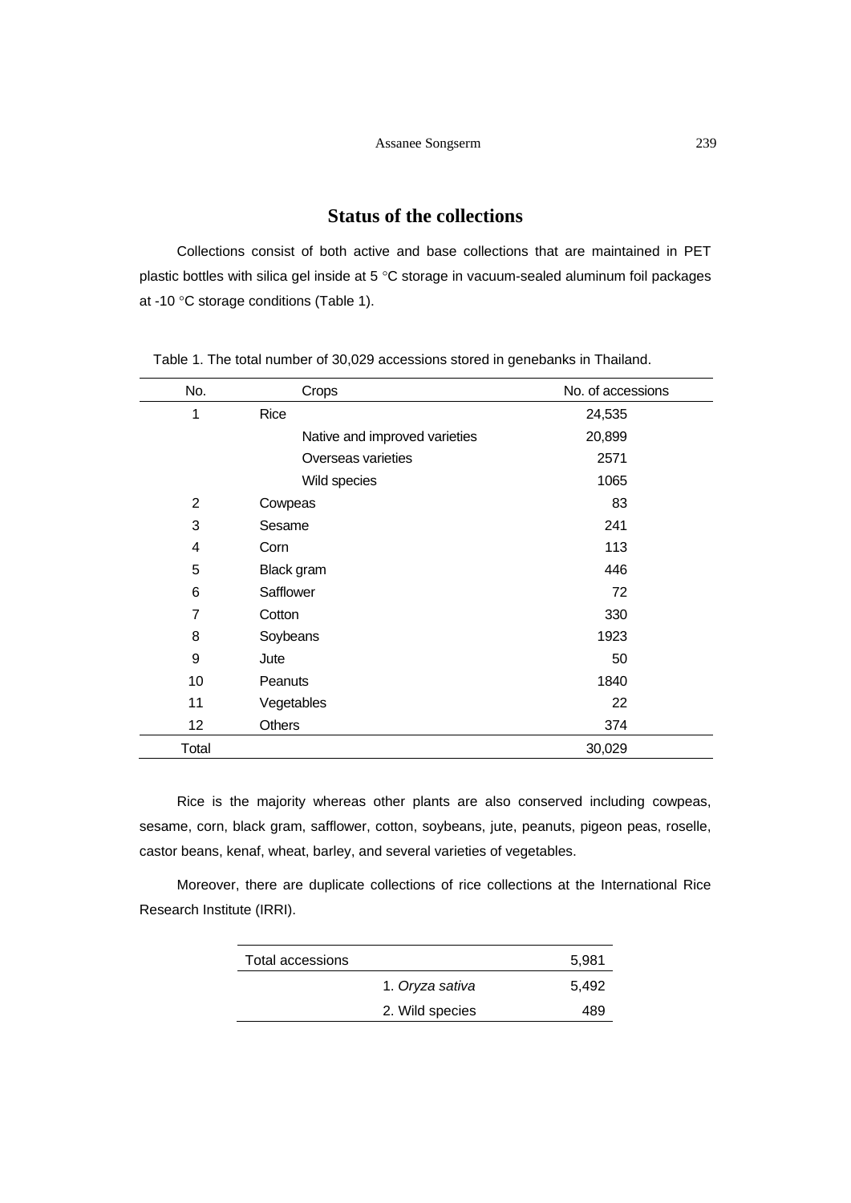## Status of the collections

Collections consist of both active and base collections that are maintained in PET plastic bottles with silica gel inside at 5 °C storage in vacuum-sealed aluminum foil packages at -10 °C storage conditions (Table 1).

Table 1. The total number of 30,029 accessions stored in genebanks in Thailand.

| No. | Crops | No. of accessions |
|---|---|---|
| 1 | Rice | 24,535 |
| | Native and improved varieties | 20,899 |
| | Overseas varieties | 2571 |
| | Wild species | 1065 |
| 2 | Cowpeas | 83 |
| 3 | Sesame | 241 |
| 4 | Corn | 113 |
| 5 | Black gram | 446 |
| 6 | Safflower | 72 |
| 7 | Cotton | 330 |
| 8 | Soybeans | 1923 |
| 9 | Jute | 50 |
| 10 | Peanuts | 1840 |
| 11 | Vegetables | 22 |
| 12 | Others | 374 |
| Total | | 30,029 |

Rice is the majority whereas other plants are also conserved including cowpeas, sesame, corn, black gram, safflower, cotton, soybeans, jute, peanuts, pigeon peas, roselle, castor beans, kenaf, wheat, barley, and several varieties of vegetables.

Moreover, there are duplicate collections of rice collections at the International Rice Research Institute (IRRI).

| Total accessions | | 5,981 |
|---|---|---|
| | 1. *Oryza sativa* | 5,492 |
| | 2. Wild species | 489 |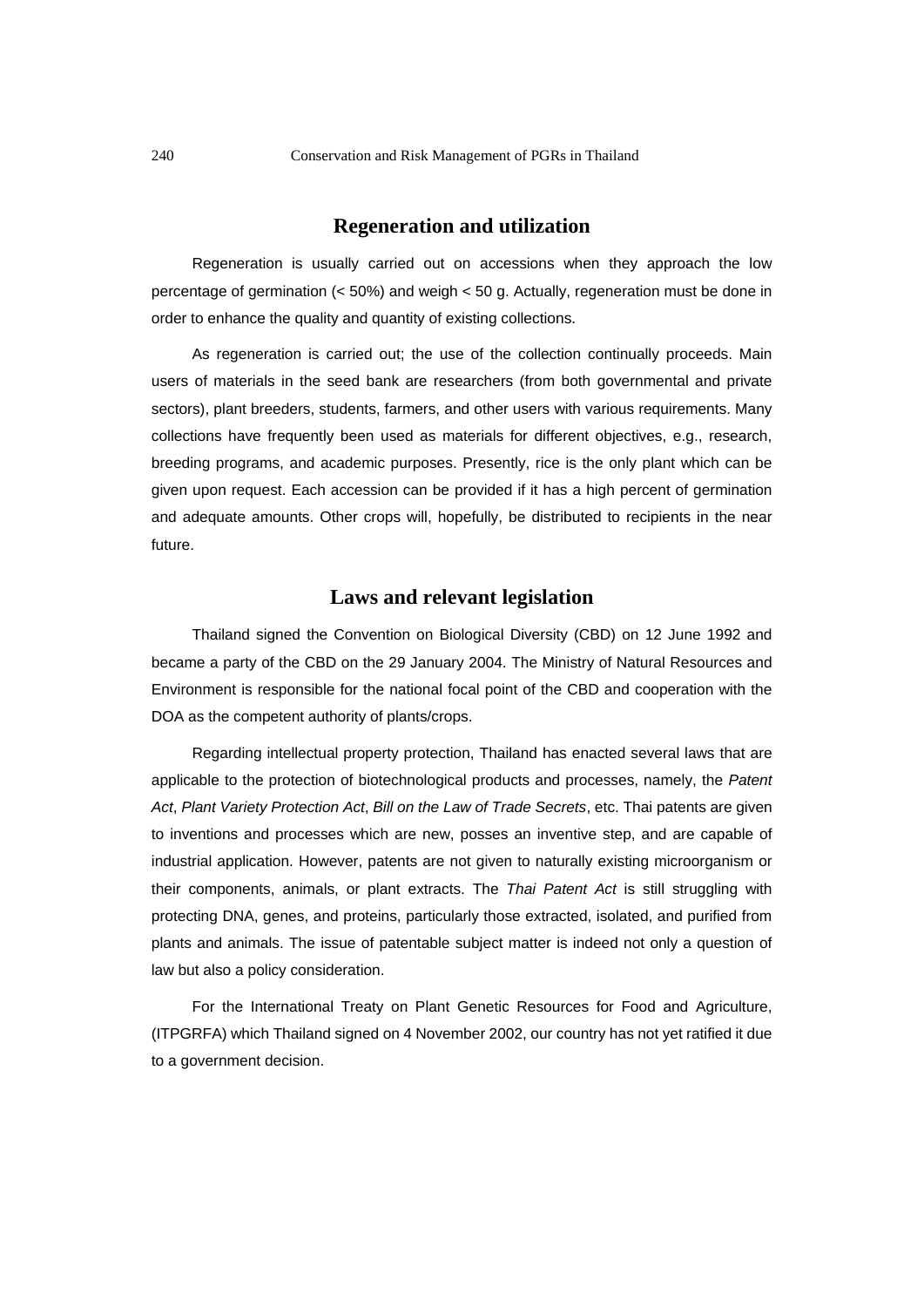## Regeneration and utilization

Regeneration is usually carried out on accessions when they approach the low percentage of germination (< 50%) and weigh < 50 g. Actually, regeneration must be done in order to enhance the quality and quantity of existing collections.

As regeneration is carried out; the use of the collection continually proceeds. Main users of materials in the seed bank are researchers (from both governmental and private sectors), plant breeders, students, farmers, and other users with various requirements. Many collections have frequently been used as materials for different objectives, e.g., research, breeding programs, and academic purposes. Presently, rice is the only plant which can be given upon request. Each accession can be provided if it has a high percent of germination and adequate amounts. Other crops will, hopefully, be distributed to recipients in the near future.

## Laws and relevant legislation

Thailand signed the Convention on Biological Diversity (CBD) on 12 June 1992 and became a party of the CBD on the 29 January 2004. The Ministry of Natural Resources and Environment is responsible for the national focal point of the CBD and cooperation with the DOA as the competent authority of plants/crops.

Regarding intellectual property protection, Thailand has enacted several laws that are applicable to the protection of biotechnological products and processes, namely, the *Patent Act*, *Plant Variety Protection Act*, *Bill on the Law of Trade Secrets*, etc. Thai patents are given to inventions and processes which are new, posses an inventive step, and are capable of industrial application. However, patents are not given to naturally existing microorganism or their components, animals, or plant extracts. The *Thai Patent Act* is still struggling with protecting DNA, genes, and proteins, particularly those extracted, isolated, and purified from plants and animals. The issue of patentable subject matter is indeed not only a question of law but also a policy consideration.

For the International Treaty on Plant Genetic Resources for Food and Agriculture, (ITPGRFA) which Thailand signed on 4 November 2002, our country has not yet ratified it due to a government decision.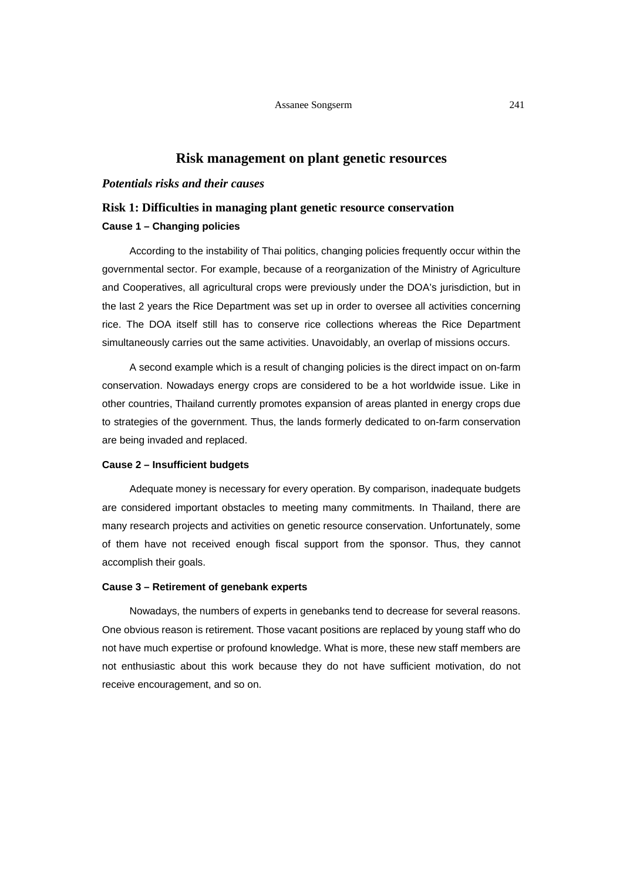## Risk management on plant genetic resources

### *Potentials risks and their causes*

### Risk 1: Difficulties in managing plant genetic resource conservation

#### Cause 1 – Changing policies

According to the instability of Thai politics, changing policies frequently occur within the governmental sector. For example, because of a reorganization of the Ministry of Agriculture and Cooperatives, all agricultural crops were previously under the DOA's jurisdiction, but in the last 2 years the Rice Department was set up in order to oversee all activities concerning rice. The DOA itself still has to conserve rice collections whereas the Rice Department simultaneously carries out the same activities. Unavoidably, an overlap of missions occurs.

A second example which is a result of changing policies is the direct impact on on-farm conservation. Nowadays energy crops are considered to be a hot worldwide issue. Like in other countries, Thailand currently promotes expansion of areas planted in energy crops due to strategies of the government. Thus, the lands formerly dedicated to on-farm conservation are being invaded and replaced.

#### Cause 2 – Insufficient budgets

Adequate money is necessary for every operation. By comparison, inadequate budgets are considered important obstacles to meeting many commitments. In Thailand, there are many research projects and activities on genetic resource conservation. Unfortunately, some of them have not received enough fiscal support from the sponsor. Thus, they cannot accomplish their goals.

#### Cause 3 – Retirement of genebank experts

Nowadays, the numbers of experts in genebanks tend to decrease for several reasons. One obvious reason is retirement. Those vacant positions are replaced by young staff who do not have much expertise or profound knowledge. What is more, these new staff members are not enthusiastic about this work because they do not have sufficient motivation, do not receive encouragement, and so on.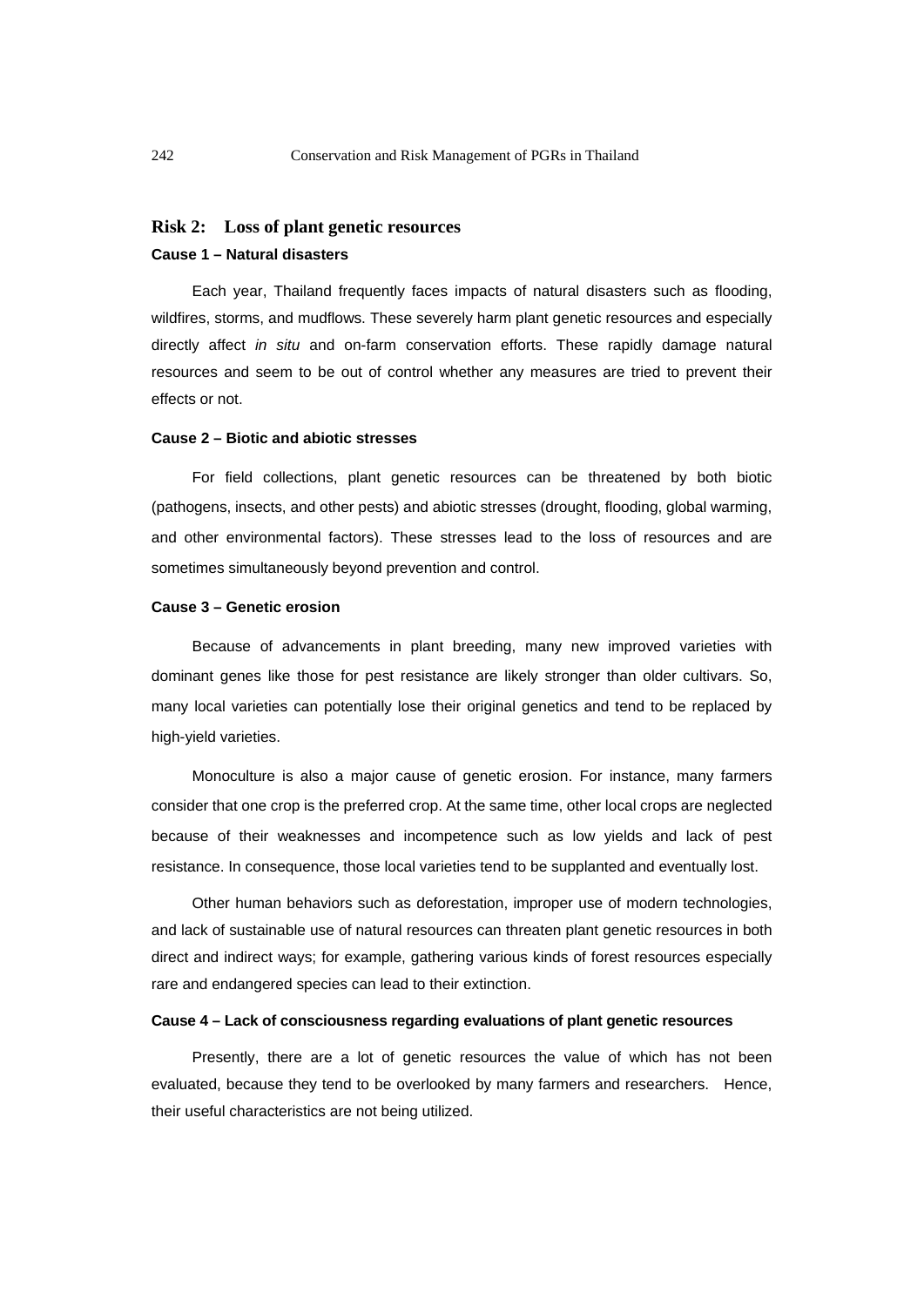## Risk 2: Loss of plant genetic resources

### Cause 1 – Natural disasters

Each year, Thailand frequently faces impacts of natural disasters such as flooding, wildfires, storms, and mudflows. These severely harm plant genetic resources and especially directly affect *in situ* and on-farm conservation efforts. These rapidly damage natural resources and seem to be out of control whether any measures are tried to prevent their effects or not.

### Cause 2 – Biotic and abiotic stresses

For field collections, plant genetic resources can be threatened by both biotic (pathogens, insects, and other pests) and abiotic stresses (drought, flooding, global warming, and other environmental factors). These stresses lead to the loss of resources and are sometimes simultaneously beyond prevention and control.

### Cause 3 – Genetic erosion

Because of advancements in plant breeding, many new improved varieties with dominant genes like those for pest resistance are likely stronger than older cultivars. So, many local varieties can potentially lose their original genetics and tend to be replaced by high-yield varieties.

Monoculture is also a major cause of genetic erosion. For instance, many farmers consider that one crop is the preferred crop. At the same time, other local crops are neglected because of their weaknesses and incompetence such as low yields and lack of pest resistance. In consequence, those local varieties tend to be supplanted and eventually lost.

Other human behaviors such as deforestation, improper use of modern technologies, and lack of sustainable use of natural resources can threaten plant genetic resources in both direct and indirect ways; for example, gathering various kinds of forest resources especially rare and endangered species can lead to their extinction.

### Cause 4 – Lack of consciousness regarding evaluations of plant genetic resources

Presently, there are a lot of genetic resources the value of which has not been evaluated, because they tend to be overlooked by many farmers and researchers. Hence, their useful characteristics are not being utilized.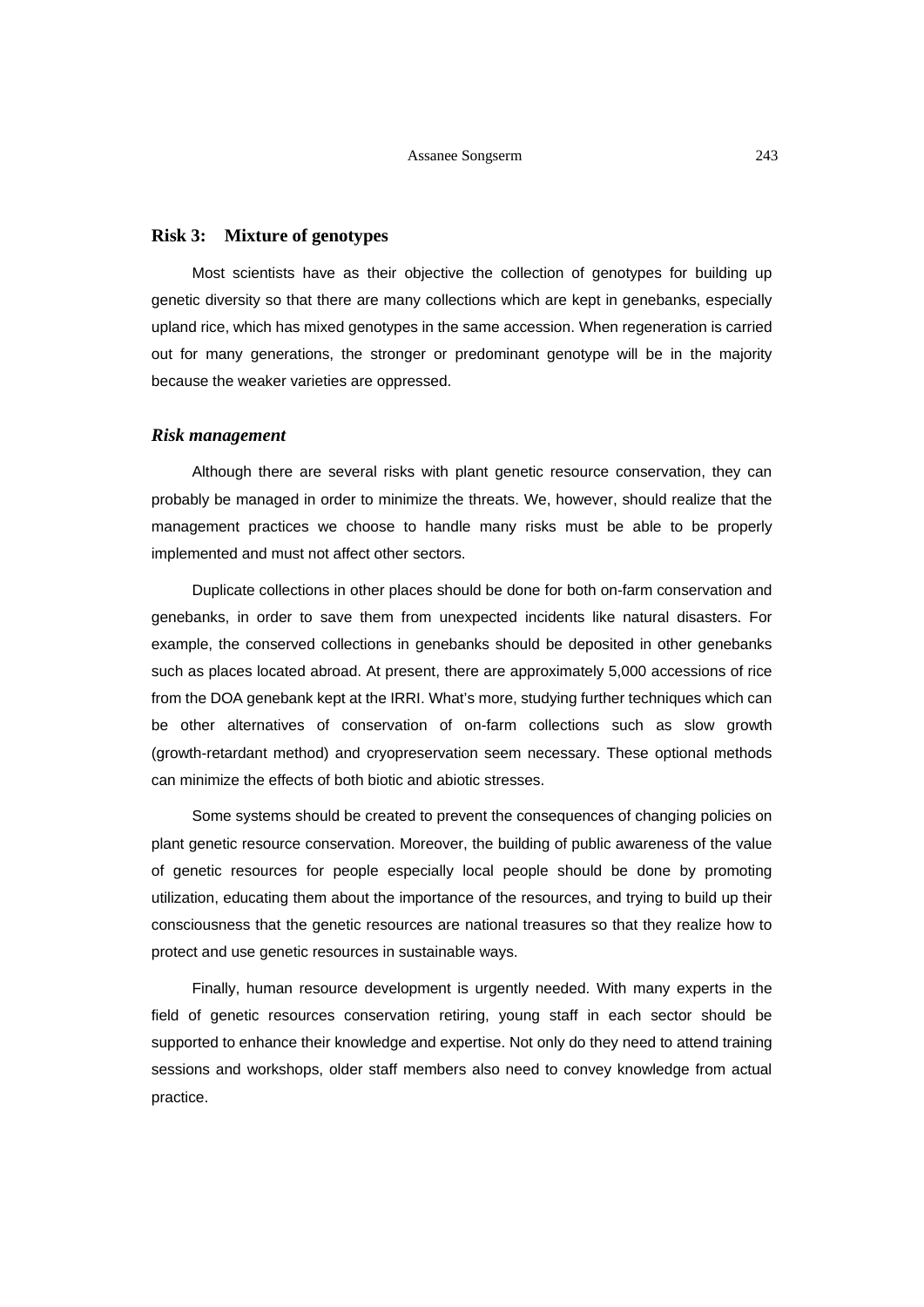### Risk 3: Mixture of genotypes

Most scientists have as their objective the collection of genotypes for building up genetic diversity so that there are many collections which are kept in genebanks, especially upland rice, which has mixed genotypes in the same accession. When regeneration is carried out for many generations, the stronger or predominant genotype will be in the majority because the weaker varieties are oppressed.

### *Risk management*

Although there are several risks with plant genetic resource conservation, they can probably be managed in order to minimize the threats. We, however, should realize that the management practices we choose to handle many risks must be able to be properly implemented and must not affect other sectors.

Duplicate collections in other places should be done for both on-farm conservation and genebanks, in order to save them from unexpected incidents like natural disasters. For example, the conserved collections in genebanks should be deposited in other genebanks such as places located abroad. At present, there are approximately 5,000 accessions of rice from the DOA genebank kept at the IRRI. What's more, studying further techniques which can be other alternatives of conservation of on-farm collections such as slow growth (growth-retardant method) and cryopreservation seem necessary. These optional methods can minimize the effects of both biotic and abiotic stresses.

Some systems should be created to prevent the consequences of changing policies on plant genetic resource conservation. Moreover, the building of public awareness of the value of genetic resources for people especially local people should be done by promoting utilization, educating them about the importance of the resources, and trying to build up their consciousness that the genetic resources are national treasures so that they realize how to protect and use genetic resources in sustainable ways.

Finally, human resource development is urgently needed. With many experts in the field of genetic resources conservation retiring, young staff in each sector should be supported to enhance their knowledge and expertise. Not only do they need to attend training sessions and workshops, older staff members also need to convey knowledge from actual practice.